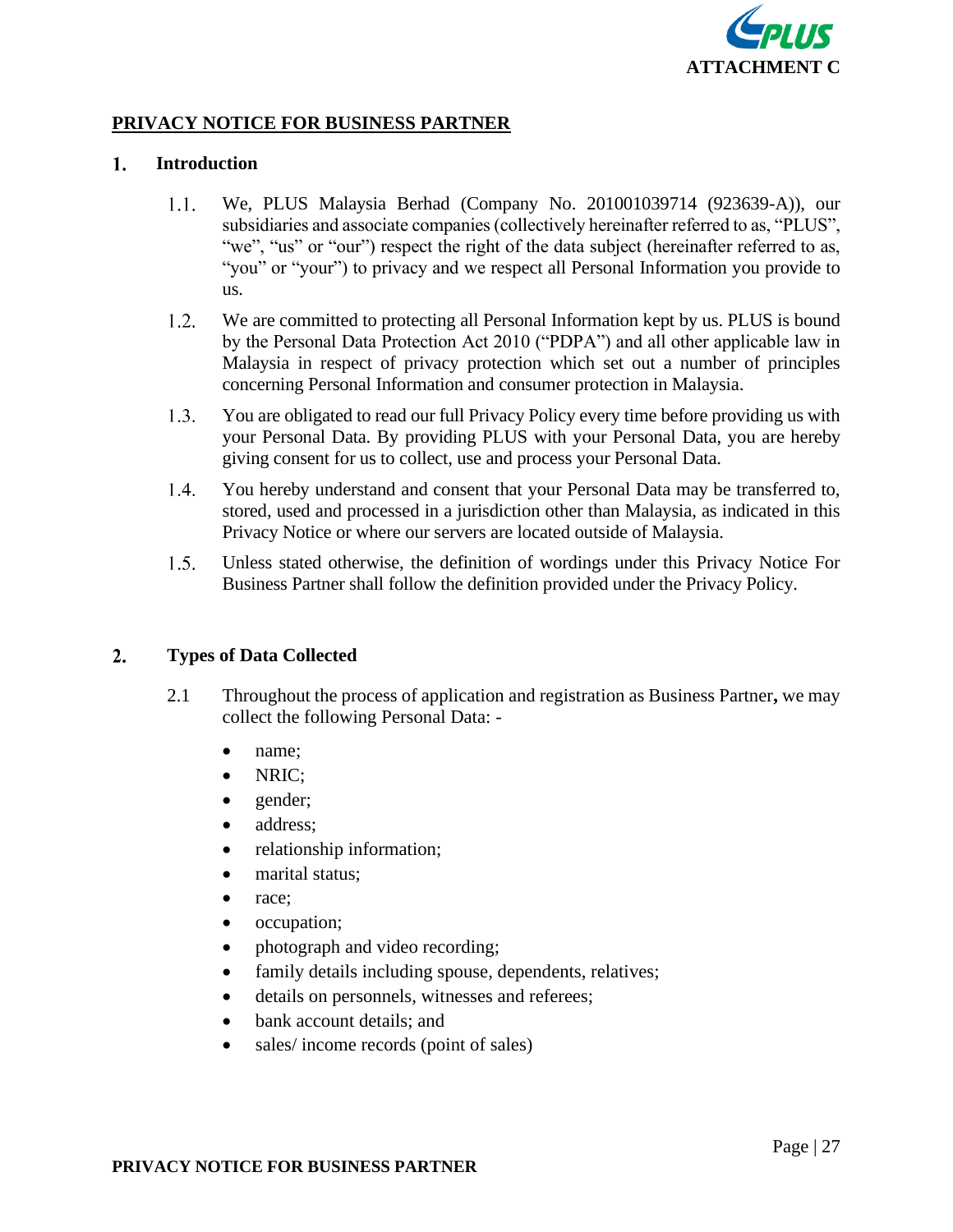**ATTACHMENT C**

# PRIVACY NOTICE FOR BUSINESS PARTNER

## 1. Introduction

1.1. We, PLUS Malaysia Berhad (Company No. 201001039714 (923639-A)), our subsidiaries and associate companies (collectively hereinafter referred to as, "PLUS", "we", "us" or "our") respect the right of the data subject (hereinafter referred to as, "you" or "your") to privacy and we respect all Personal Information you provide to us.

1.2. We are committed to protecting all Personal Information kept by us. PLUS is bound by the Personal Data Protection Act 2010 ("PDPA") and all other applicable law in Malaysia in respect of privacy protection which set out a number of principles concerning Personal Information and consumer protection in Malaysia.

1.3. You are obligated to read our full Privacy Policy every time before providing us with your Personal Data. By providing PLUS with your Personal Data, you are hereby giving consent for us to collect, use and process your Personal Data.

1.4. You hereby understand and consent that your Personal Data may be transferred to, stored, used and processed in a jurisdiction other than Malaysia, as indicated in this Privacy Notice or where our servers are located outside of Malaysia.

1.5. Unless stated otherwise, the definition of wordings under this Privacy Notice For Business Partner shall follow the definition provided under the Privacy Policy.

## 2. Types of Data Collected

2.1 Throughout the process of application and registration as Business Partner**,** we may collect the following Personal Data: -

- name;
- NRIC;
- gender;
- address;
- relationship information;
- marital status;
- race;
- occupation;
- photograph and video recording;
- family details including spouse, dependents, relatives;
- details on personnels, witnesses and referees;
- bank account details; and
- sales/ income records (point of sales)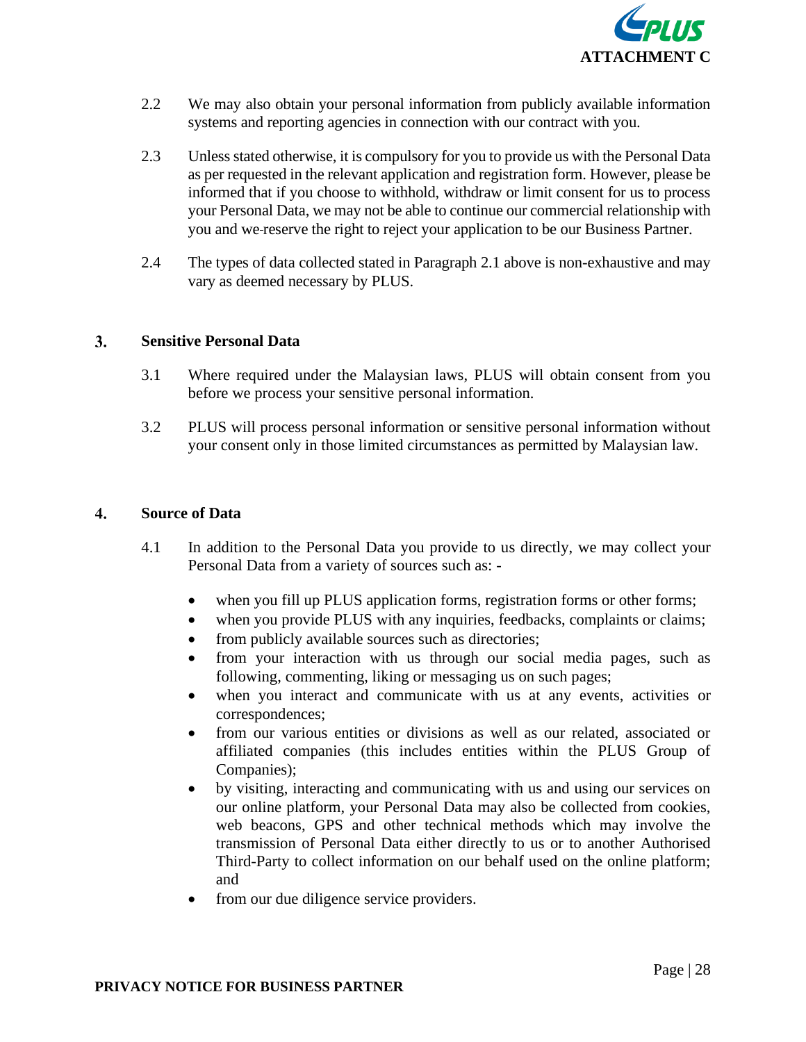2.2 We may also obtain your personal information from publicly available information systems and reporting agencies in connection with our contract with you.

2.3 Unless stated otherwise, it is compulsory for you to provide us with the Personal Data as per requested in the relevant application and registration form. However, please be informed that if you choose to withhold, withdraw or limit consent for us to process your Personal Data, we may not be able to continue our commercial relationship with you and we reserve the right to reject your application to be our Business Partner.

2.4 The types of data collected stated in Paragraph 2.1 above is non-exhaustive and may vary as deemed necessary by PLUS.

## 3. Sensitive Personal Data

3.1 Where required under the Malaysian laws, PLUS will obtain consent from you before we process your sensitive personal information.

3.2 PLUS will process personal information or sensitive personal information without your consent only in those limited circumstances as permitted by Malaysian law.

## 4. Source of Data

4.1 In addition to the Personal Data you provide to us directly, we may collect your Personal Data from a variety of sources such as: -

- when you fill up PLUS application forms, registration forms or other forms;
- when you provide PLUS with any inquiries, feedbacks, complaints or claims;
- from publicly available sources such as directories;
- from your interaction with us through our social media pages, such as following, commenting, liking or messaging us on such pages;
- when you interact and communicate with us at any events, activities or correspondences;
- from our various entities or divisions as well as our related, associated or affiliated companies (this includes entities within the PLUS Group of Companies);
- by visiting, interacting and communicating with us and using our services on our online platform, your Personal Data may also be collected from cookies, web beacons, GPS and other technical methods which may involve the transmission of Personal Data either directly to us or to another Authorised Third-Party to collect information on our behalf used on the online platform; and
- from our due diligence service providers.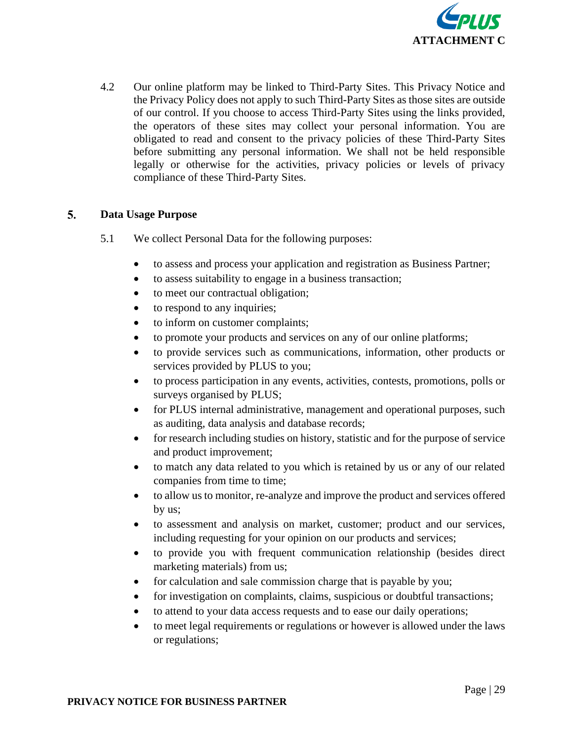4.2 Our online platform may be linked to Third-Party Sites. This Privacy Notice and the Privacy Policy does not apply to such Third-Party Sites as those sites are outside of our control. If you choose to access Third-Party Sites using the links provided, the operators of these sites may collect your personal information. You are obligated to read and consent to the privacy policies of these Third-Party Sites before submitting any personal information. We shall not be held responsible legally or otherwise for the activities, privacy policies or levels of privacy compliance of these Third-Party Sites.

## 5. Data Usage Purpose

5.1 We collect Personal Data for the following purposes:

- to assess and process your application and registration as Business Partner;
- to assess suitability to engage in a business transaction;
- to meet our contractual obligation;
- to respond to any inquiries;
- to inform on customer complaints;
- to promote your products and services on any of our online platforms;
- to provide services such as communications, information, other products or services provided by PLUS to you;
- to process participation in any events, activities, contests, promotions, polls or surveys organised by PLUS;
- for PLUS internal administrative, management and operational purposes, such as auditing, data analysis and database records;
- for research including studies on history, statistic and for the purpose of service and product improvement;
- to match any data related to you which is retained by us or any of our related companies from time to time;
- to allow us to monitor, re-analyze and improve the product and services offered by us;
- to assessment and analysis on market, customer; product and our services, including requesting for your opinion on our products and services;
- to provide you with frequent communication relationship (besides direct marketing materials) from us;
- for calculation and sale commission charge that is payable by you;
- for investigation on complaints, claims, suspicious or doubtful transactions;
- to attend to your data access requests and to ease our daily operations;
- to meet legal requirements or regulations or however is allowed under the laws or regulations;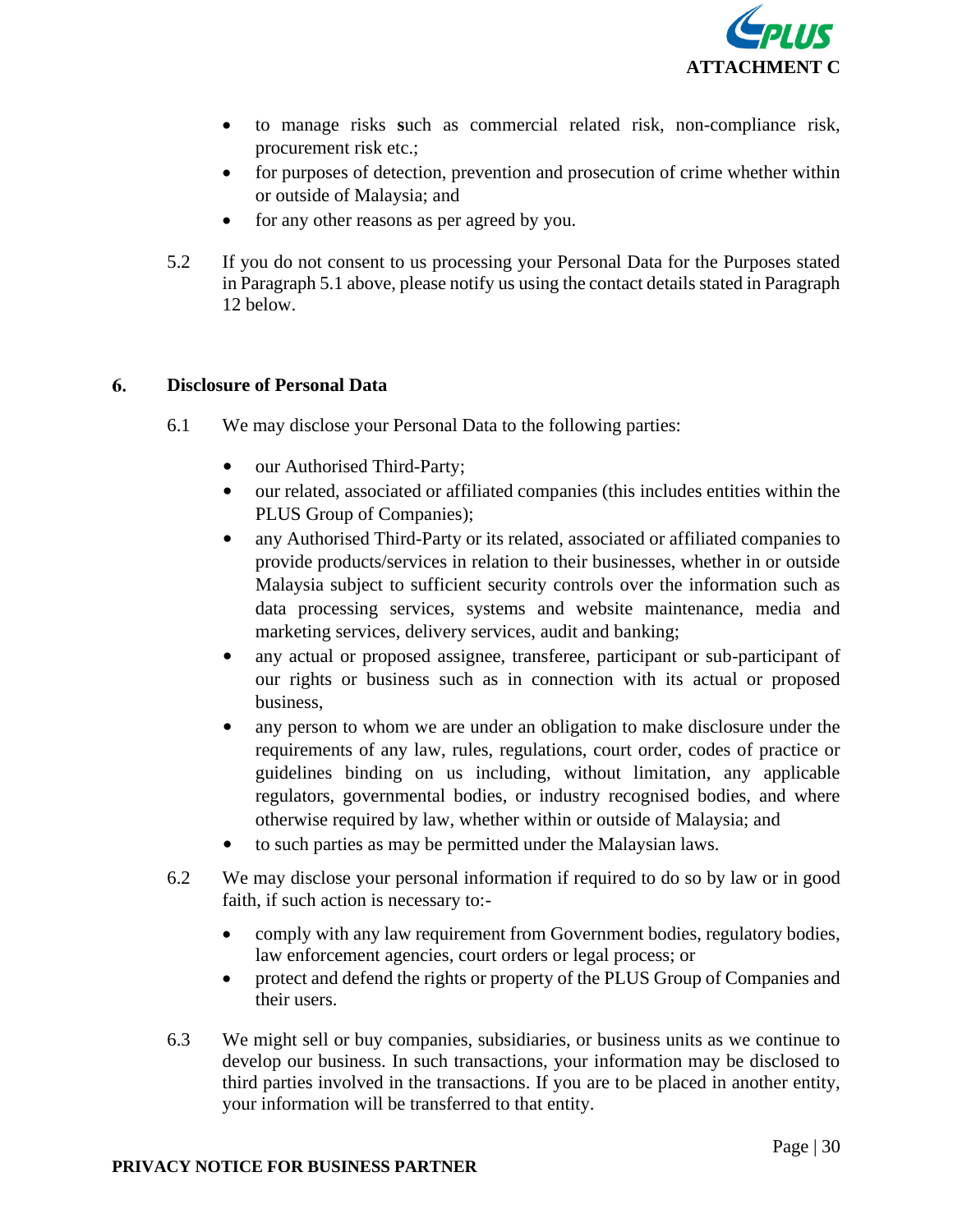- to manage risks such as commercial related risk, non-compliance risk, procurement risk etc.;
- for purposes of detection, prevention and prosecution of crime whether within or outside of Malaysia; and
- for any other reasons as per agreed by you.

5.2 If you do not consent to us processing your Personal Data for the Purposes stated in Paragraph 5.1 above, please notify us using the contact details stated in Paragraph 12 below.

## 6. Disclosure of Personal Data

6.1 We may disclose your Personal Data to the following parties:

- our Authorised Third-Party;
- our related, associated or affiliated companies (this includes entities within the PLUS Group of Companies);
- any Authorised Third-Party or its related, associated or affiliated companies to provide products/services in relation to their businesses, whether in or outside Malaysia subject to sufficient security controls over the information such as data processing services, systems and website maintenance, media and marketing services, delivery services, audit and banking;
- any actual or proposed assignee, transferee, participant or sub-participant of our rights or business such as in connection with its actual or proposed business,
- any person to whom we are under an obligation to make disclosure under the requirements of any law, rules, regulations, court order, codes of practice or guidelines binding on us including, without limitation, any applicable regulators, governmental bodies, or industry recognised bodies, and where otherwise required by law, whether within or outside of Malaysia; and
- to such parties as may be permitted under the Malaysian laws.

6.2 We may disclose your personal information if required to do so by law or in good faith, if such action is necessary to:-

- comply with any law requirement from Government bodies, regulatory bodies, law enforcement agencies, court orders or legal process; or
- protect and defend the rights or property of the PLUS Group of Companies and their users.

6.3 We might sell or buy companies, subsidiaries, or business units as we continue to develop our business. In such transactions, your information may be disclosed to third parties involved in the transactions. If you are to be placed in another entity, your information will be transferred to that entity.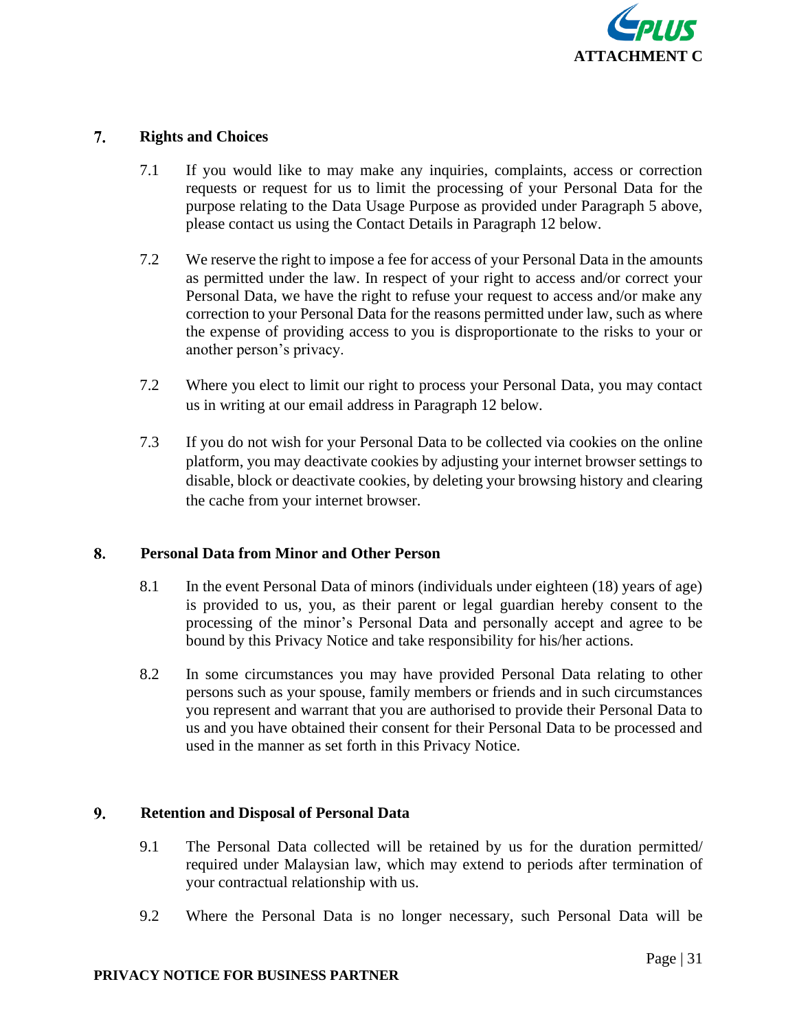## 7. Rights and Choices

7.1 If you would like to may make any inquiries, complaints, access or correction requests or request for us to limit the processing of your Personal Data for the purpose relating to the Data Usage Purpose as provided under Paragraph 5 above, please contact us using the Contact Details in Paragraph 12 below.

7.2 We reserve the right to impose a fee for access of your Personal Data in the amounts as permitted under the law. In respect of your right to access and/or correct your Personal Data, we have the right to refuse your request to access and/or make any correction to your Personal Data for the reasons permitted under law, such as where the expense of providing access to you is disproportionate to the risks to your or another person's privacy.

7.2 Where you elect to limit our right to process your Personal Data, you may contact us in writing at our email address in Paragraph 12 below.

7.3 If you do not wish for your Personal Data to be collected via cookies on the online platform, you may deactivate cookies by adjusting your internet browser settings to disable, block or deactivate cookies, by deleting your browsing history and clearing the cache from your internet browser.

## 8. Personal Data from Minor and Other Person

8.1 In the event Personal Data of minors (individuals under eighteen (18) years of age) is provided to us, you, as their parent or legal guardian hereby consent to the processing of the minor's Personal Data and personally accept and agree to be bound by this Privacy Notice and take responsibility for his/her actions.

8.2 In some circumstances you may have provided Personal Data relating to other persons such as your spouse, family members or friends and in such circumstances you represent and warrant that you are authorised to provide their Personal Data to us and you have obtained their consent for their Personal Data to be processed and used in the manner as set forth in this Privacy Notice.

## 9. Retention and Disposal of Personal Data

9.1 The Personal Data collected will be retained by us for the duration permitted/ required under Malaysian law, which may extend to periods after termination of your contractual relationship with us.

9.2 Where the Personal Data is no longer necessary, such Personal Data will be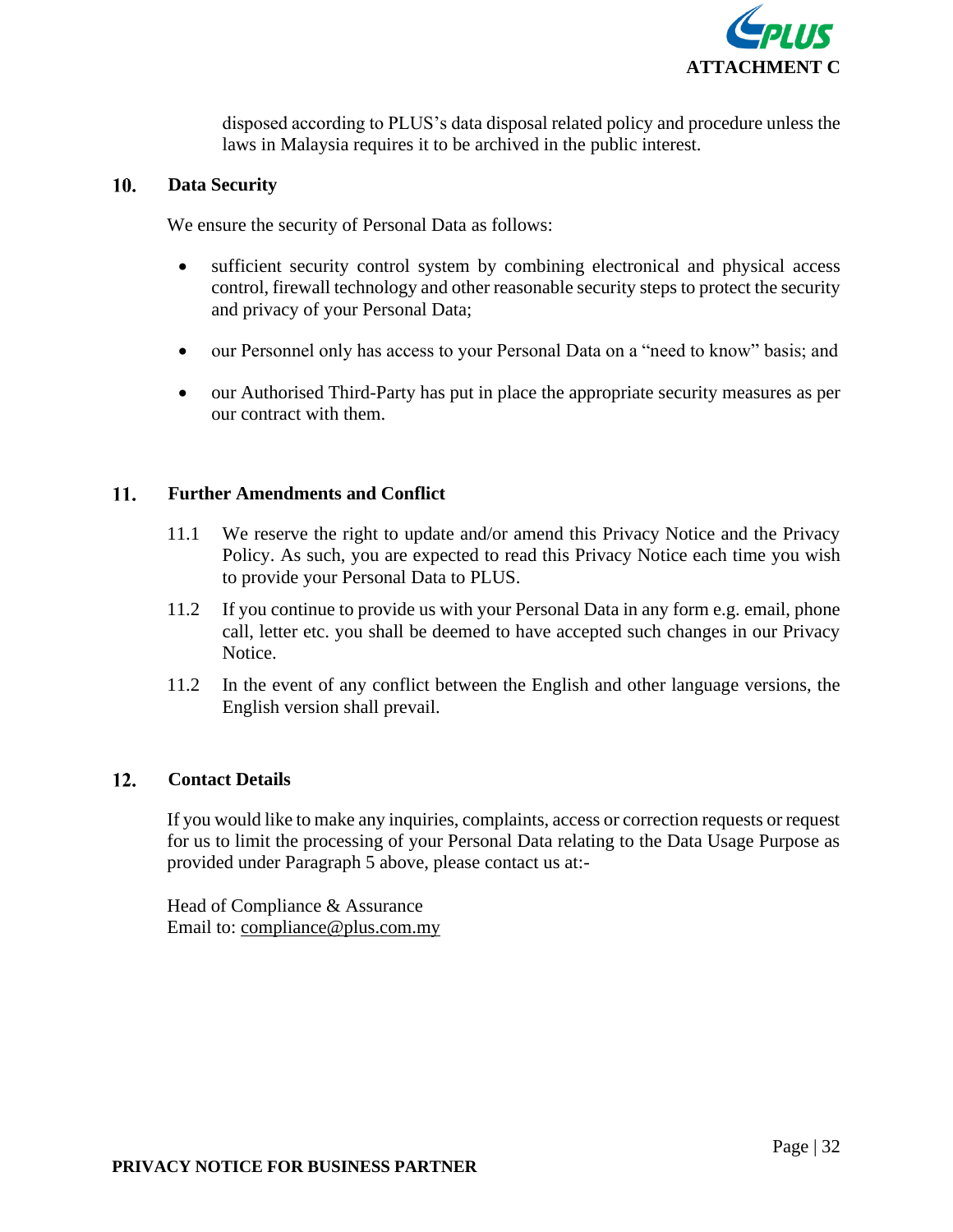disposed according to PLUS's data disposal related policy and procedure unless the laws in Malaysia requires it to be archived in the public interest.

## 10. Data Security

We ensure the security of Personal Data as follows:

- sufficient security control system by combining electronical and physical access control, firewall technology and other reasonable security steps to protect the security and privacy of your Personal Data;
- our Personnel only has access to your Personal Data on a "need to know" basis; and
- our Authorised Third-Party has put in place the appropriate security measures as per our contract with them.

## 11. Further Amendments and Conflict

11.1 We reserve the right to update and/or amend this Privacy Notice and the Privacy Policy. As such, you are expected to read this Privacy Notice each time you wish to provide your Personal Data to PLUS.

11.2 If you continue to provide us with your Personal Data in any form e.g. email, phone call, letter etc. you shall be deemed to have accepted such changes in our Privacy Notice.

11.2 In the event of any conflict between the English and other language versions, the English version shall prevail.

## 12. Contact Details

If you would like to make any inquiries, complaints, access or correction requests or request for us to limit the processing of your Personal Data relating to the Data Usage Purpose as provided under Paragraph 5 above, please contact us at:-

Head of Compliance & Assurance
Email to: compliance@plus.com.my